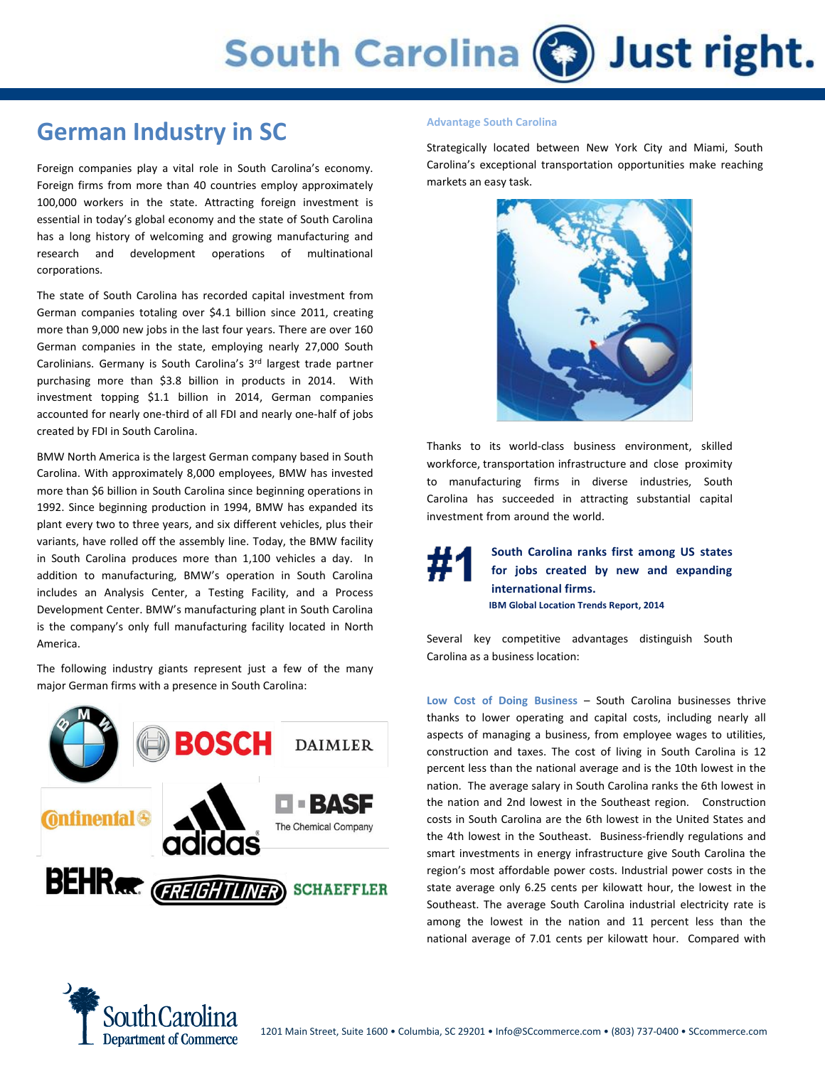# German Industry in SC

Foreign companies play a vital role in South Carolina's economy. Foreign firms from more than 40 countries employ approximately 100,000 workers in the state. Attracting foreign investment is essential in today's global economy and the state of South Carolina has a long history of welcoming and growing manufacturing and research and development operations of multinational corporations.

The state of South Carolina has recorded capital investment from German companies totaling over $4.1 billion since 2011, creating more than 9,000 new jobs in the last four years. There are over 160 German companies in the state, employing nearly 27,000 South Carolinians. Germany is South Carolina's 3rd largest trade partner purchasing more than $3.8 billion in products in 2014. With investment topping $1.1 billion in 2014, German companies accounted for nearly one-third of all FDI and nearly one-half of jobs created by FDI in South Carolina.

BMW North America is the largest German company based in South Carolina. With approximately 8,000 employees, BMW has invested more than $6 billion in South Carolina since beginning operations in 1992. Since beginning production in 1994, BMW has expanded its plant every two to three years, and six different vehicles, plus their variants, have rolled off the assembly line. Today, the BMW facility in South Carolina produces more than 1,100 vehicles a day. In addition to manufacturing, BMW's operation in South Carolina includes an Analysis Center, a Testing Facility, and a Process Development Center. BMW's manufacturing plant in South Carolina is the company's only full manufacturing facility located in North America.

The following industry giants represent just a few of the many major German firms with a presence in South Carolina:

BMW, BOSCH, DAIMLER, Continental, adidas, BASF The Chemical Company, BEHR, FREIGHTLINER, SCHAEFFLER

### Advantage South Carolina

Strategically located between New York City and Miami, South Carolina's exceptional transportation opportunities make reaching markets an easy task.

Thanks to its world-class business environment, skilled workforce, transportation infrastructure and close proximity to manufacturing firms in diverse industries, South Carolina has succeeded in attracting substantial capital investment from around the world.

**#1 South Carolina ranks first among US states for jobs created by new and expanding international firms.**

**IBM Global Location Trends Report, 2014**

Several key competitive advantages distinguish South Carolina as a business location:

**Low Cost of Doing Business** – South Carolina businesses thrive thanks to lower operating and capital costs, including nearly all aspects of managing a business, from employee wages to utilities, construction and taxes. The cost of living in South Carolina is 12 percent less than the national average and is the 10th lowest in the nation. The average salary in South Carolina ranks the 6th lowest in the nation and 2nd lowest in the Southeast region. Construction costs in South Carolina are the 6th lowest in the United States and the 4th lowest in the Southeast. Business-friendly regulations and smart investments in energy infrastructure give South Carolina the region's most affordable power costs. Industrial power costs in the state average only 6.25 cents per kilowatt hour, the lowest in the Southeast. The average South Carolina industrial electricity rate is among the lowest in the nation and 11 percent less than the national average of 7.01 cents per kilowatt hour. Compared with

South Carolina Department of Commerce

1201 Main Street, Suite 1600 • Columbia, SC 29201 • Info@SCcommerce.com • (803) 737-0400 • SCcommerce.com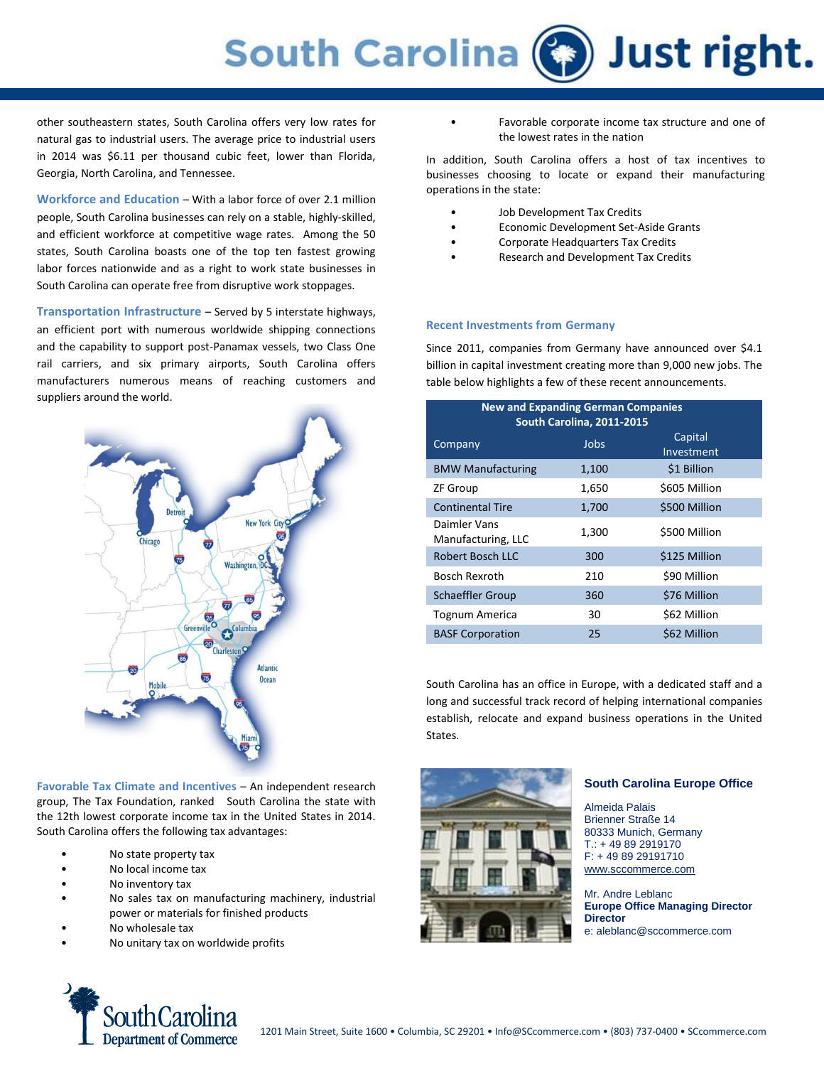other southeastern states, South Carolina offers very low rates for natural gas to industrial users. The average price to industrial users in 2014 was $6.11 per thousand cubic feet, lower than Florida, Georgia, North Carolina, and Tennessee.

**Workforce and Education** – With a labor force of over 2.1 million people, South Carolina businesses can rely on a stable, highly-skilled, and efficient workforce at competitive wage rates. Among the 50 states, South Carolina boasts one of the top ten fastest growing labor forces nationwide and as a right to work state businesses in South Carolina can operate free from disruptive work stoppages.

**Transportation Infrastructure** – Served by 5 interstate highways, an efficient port with numerous worldwide shipping connections and the capability to support post-Panamax vessels, two Class One rail carriers, and six primary airports, South Carolina offers manufacturers numerous means of reaching customers and suppliers around the world.

**Favorable Tax Climate and Incentives** – An independent research group, The Tax Foundation, ranked South Carolina the state with the 12th lowest corporate income tax in the United States in 2014. South Carolina offers the following tax advantages:

- No state property tax
- No local income tax
- No inventory tax
- No sales tax on manufacturing machinery, industrial power or materials for finished products
- No wholesale tax
- No unitary tax on worldwide profits
- Favorable corporate income tax structure and one of the lowest rates in the nation

In addition, South Carolina offers a host of tax incentives to businesses choosing to locate or expand their manufacturing operations in the state:

- Job Development Tax Credits
- Economic Development Set-Aside Grants
- Corporate Headquarters Tax Credits
- Research and Development Tax Credits

## Recent Investments from Germany

Since 2011, companies from Germany have announced over $4.1 billion in capital investment creating more than 9,000 new jobs. The table below highlights a few of these recent announcements.

| New and Expanding German Companies South Carolina, 2011-2015 | | |
|---|---|---|
| Company | Jobs | Capital Investment |
| BMW Manufacturing | 1,100 | $1 Billion |
| ZF Group | 1,650 | $605 Million |
| Continental Tire | 1,700 | $500 Million |
| Daimler Vans Manufacturing, LLC | 1,300 | $500 Million |
| Robert Bosch LLC | 300 | $125 Million |
| Bosch Rexroth | 210 | $90 Million |
| Schaeffler Group | 360 | $76 Million |
| Tognum America | 30 | $62 Million |
| BASF Corporation | 25 | $62 Million |

South Carolina has an office in Europe, with a dedicated staff and a long and successful track record of helping international companies establish, relocate and expand business operations in the United States.

### South Carolina Europe Office

Almeida Palais
Brienner Straße 14
80333 Munich, Germany
T.: + 49 89 2919170
F: + 49 89 29191710
www.sccommerce.com

Mr. Andre Leblanc
**Europe Office Managing Director Director**
e: aleblanc@sccommerce.com

1201 Main Street, Suite 1600 • Columbia, SC 29201 • Info@SCcommerce.com • (803) 737-0400 • SCcommerce.com